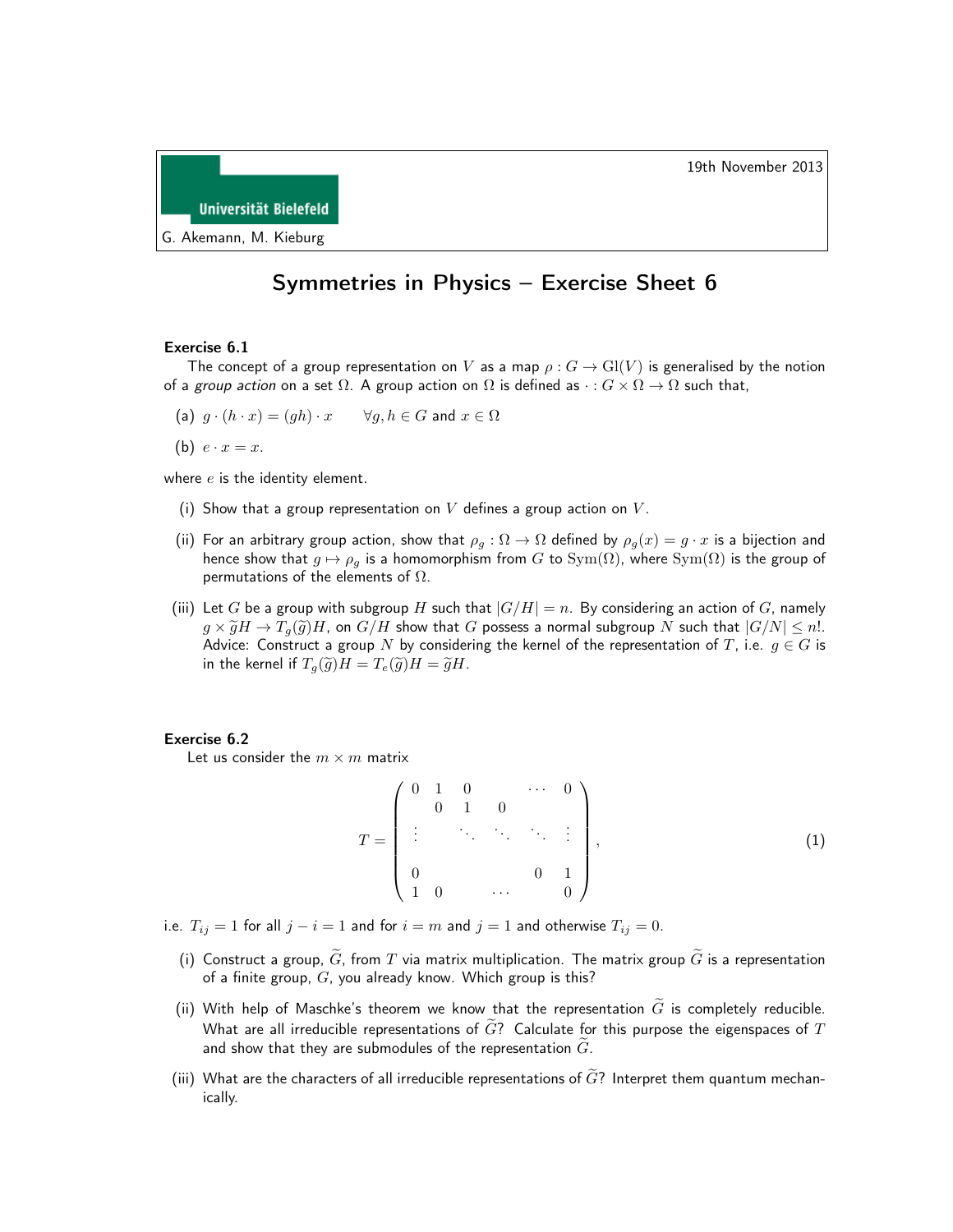19th November 2013

Universität Bielefeld

G. Akemann, M. Kieburg

# Symmetries in Physics – Exercise Sheet 6

### Exercise 6.1

The concept of a group representation on $V$ as a map $\rho : G \to \mathrm{Gl}(V)$ is generalised by the notion of a *group action* on a set $\Omega$. A group action on $\Omega$ is defined as $\cdot : G \times \Omega \to \Omega$ such that,

(a) $g \cdot (h \cdot x) = (gh) \cdot x \qquad \forall g, h \in G$ and $x \in \Omega$

(b) $e \cdot x = x$.

where $e$ is the identity element.

(i) Show that a group representation on $V$ defines a group action on $V$.

(ii) For an arbitrary group action, show that $\rho_g : \Omega \to \Omega$ defined by $\rho_g(x) = g \cdot x$ is a bijection and hence show that $g \mapsto \rho_g$ is a homomorphism from $G$ to $\mathrm{Sym}(\Omega)$, where $\mathrm{Sym}(\Omega)$ is the group of permutations of the elements of $\Omega$.

(iii) Let $G$ be a group with subgroup $H$ such that $|G/H| = n$. By considering an action of $G$, namely $g \times \widetilde{g}H \to T_g(\widetilde{g})H$, on $G/H$ show that $G$ possess a normal subgroup $N$ such that $|G/N| \leq n!$. Advice: Construct a group $N$ by considering the kernel of the representation of $T$, i.e. $g \in G$ is in the kernel if $T_g(\widetilde{g})H = T_e(\widetilde{g})H = \widetilde{g}H$.

### Exercise 6.2

Let us consider the $m \times m$ matrix

$$T = \begin{pmatrix} 0 & 1 & 0 & & \cdots & 0 \\ & 0 & 1 & 0 & & \\ \vdots & & \ddots & \ddots & \ddots & \vdots \\ & & & & & \\ 0 & & & & 0 & 1 \\ 1 & 0 & & \cdots & & 0 \end{pmatrix}, \tag{1}$$

i.e. $T_{ij} = 1$ for all $j - i = 1$ and for $i = m$ and $j = 1$ and otherwise $T_{ij} = 0$.

(i) Construct a group, $\widetilde{G}$, from $T$ via matrix multiplication. The matrix group $\widetilde{G}$ is a representation of a finite group, $G$, you already know. Which group is this?

(ii) With help of Maschke's theorem we know that the representation $\widetilde{G}$ is completely reducible. What are all irreducible representations of $\widetilde{G}$? Calculate for this purpose the eigenspaces of $T$ and show that they are submodules of the representation $\widetilde{G}$.

(iii) What are the characters of all irreducible representations of $\widetilde{G}$? Interpret them quantum mechanically.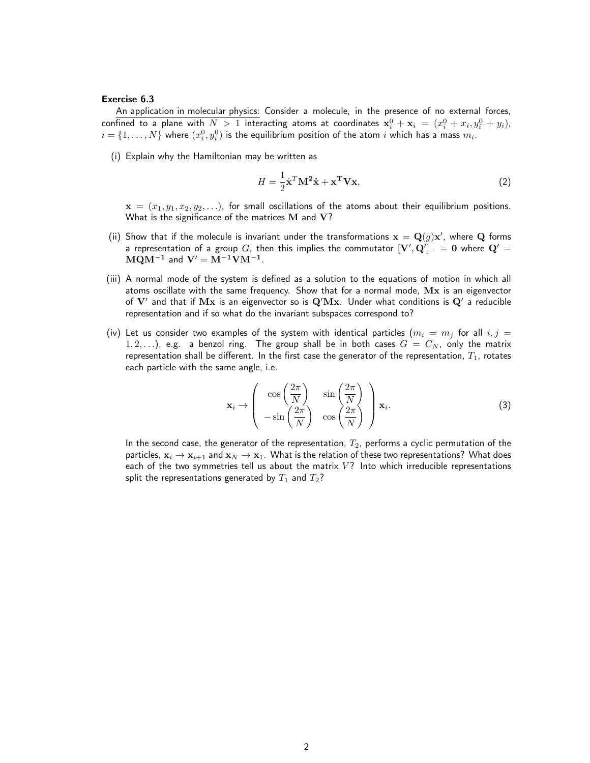**Exercise 6.3**

An application in molecular physics: Consider a molecule, in the presence of no external forces, confined to a plane with $N > 1$ interacting atoms at coordinates $\mathbf{x}_i^0 + \mathbf{x}_i = (x_i^0 + x_i, y_i^0 + y_i)$, $i = \{1, \ldots, N\}$ where $(x_i^0, y_i^0)$ is the equilibrium position of the atom $i$ which has a mass $m_i$.

(i) Explain why the Hamiltonian may be written as

$$H = \frac{1}{2}\dot{\mathbf{x}}^T \mathbf{M^2} \dot{\mathbf{x}} + \mathbf{x^T V x}, \tag{2}$$

$\mathbf{x} = (x_1, y_1, x_2, y_2, \ldots)$, for small oscillations of the atoms about their equilibrium positions. What is the significance of the matrices $\mathbf{M}$ and $\mathbf{V}$?

(ii) Show that if the molecule is invariant under the transformations $\mathbf{x} = \mathbf{Q}(g)\mathbf{x}'$, where $\mathbf{Q}$ forms a representation of a group $G$, then this implies the commutator $[\mathbf{V}', \mathbf{Q}']_- = \mathbf{0}$ where $\mathbf{Q}' = \mathbf{MQM^{-1}}$ and $\mathbf{V}' = \mathbf{M^{-1}VM^{-1}}$.

(iii) A normal mode of the system is defined as a solution to the equations of motion in which all atoms oscillate with the same frequency. Show that for a normal mode, $\mathbf{Mx}$ is an eigenvector of $\mathbf{V}'$ and that if $\mathbf{Mx}$ is an eigenvector so is $\mathbf{Q}'\mathbf{Mx}$. Under what conditions is $\mathbf{Q}'$ a reducible representation and if so what do the invariant subspaces correspond to?

(iv) Let us consider two examples of the system with identical particles ($m_i = m_j$ for all $i, j = 1, 2, \ldots$), e.g. a benzol ring. The group shall be in both cases $G = C_N$, only the matrix representation shall be different. In the first case the generator of the representation, $T_1$, rotates each particle with the same angle, i.e.

$$\mathbf{x}_i \to \begin{pmatrix} \cos\left(\frac{2\pi}{N}\right) & \sin\left(\frac{2\pi}{N}\right) \\ -\sin\left(\frac{2\pi}{N}\right) & \cos\left(\frac{2\pi}{N}\right) \end{pmatrix} \mathbf{x}_i. \tag{3}$$

In the second case, the generator of the representation, $T_2$, performs a cyclic permutation of the particles, $\mathbf{x}_i \to \mathbf{x}_{i+1}$ and $\mathbf{x}_N \to \mathbf{x}_1$. What is the relation of these two representations? What does each of the two symmetries tell us about the matrix $V$? Into which irreducible representations split the representations generated by $T_1$ and $T_2$?